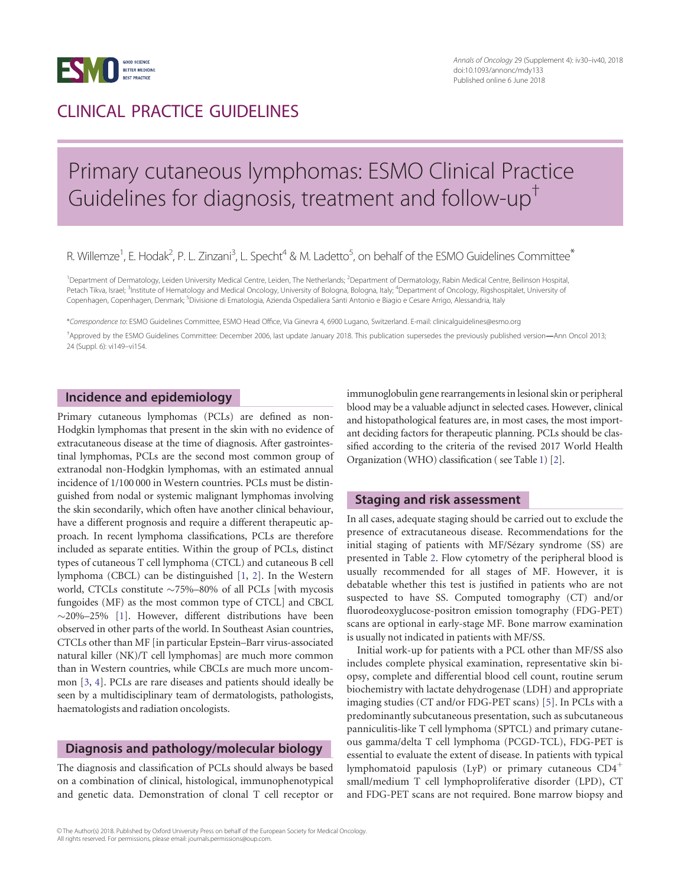# CLINICAL PRACTICE GUIDELINES

# Primary cutaneous lymphomas: ESMO Clinical Practice Guidelines for diagnosis, treatment and follow-up†

R. Willemze[1], E. Hodak[2], P. L. Zinzani[3], L. Specht[4] & M. Ladetto[5], on behalf of the ESMO Guidelines Committee*

[1]Department of Dermatology, Leiden University Medical Centre, Leiden, The Netherlands; [2]Department of Dermatology, Rabin Medical Centre, Beilinson Hospital, Petach Tikva, Israel; [3]Institute of Hematology and Medical Oncology, University of Bologna, Bologna, Italy; [4]Department of Oncology, Rigshospitalet, University of Copenhagen, Copenhagen, Denmark; [5]Divisione di Ematologia, Azienda Ospedaliera Santi Antonio e Biagio e Cesare Arrigo, Alessandria, Italy

*Correspondence to: ESMO Guidelines Committee, ESMO Head Office, Via Ginevra 4, 6900 Lugano, Switzerland. E-mail: clinicalguidelines@esmo.org

†Approved by the ESMO Guidelines Committee: December 2006, last update January 2018. This publication supersedes the previously published version—Ann Oncol 2013; 24 (Suppl. 6): vi149–vi154.

## Incidence and epidemiology

Primary cutaneous lymphomas (PCLs) are defined as non-Hodgkin lymphomas that present in the skin with no evidence of extracutaneous disease at the time of diagnosis. After gastrointestinal lymphomas, PCLs are the second most common group of extranodal non-Hodgkin lymphomas, with an estimated annual incidence of 1/100 000 in Western countries. PCLs must be distinguished from nodal or systemic malignant lymphomas involving the skin secondarily, which often have another clinical behaviour, have a different prognosis and require a different therapeutic approach. In recent lymphoma classifications, PCLs are therefore included as separate entities. Within the group of PCLs, distinct types of cutaneous T cell lymphoma (CTCL) and cutaneous B cell lymphoma (CBCL) can be distinguished [1, 2]. In the Western world, CTCLs constitute ∼75%–80% of all PCLs [with mycosis fungoides (MF) as the most common type of CTCL] and CBCL ∼20%–25% [1]. However, different distributions have been observed in other parts of the world. In Southeast Asian countries, CTCLs other than MF [in particular Epstein–Barr virus-associated natural killer (NK)/T cell lymphomas] are much more common than in Western countries, while CBCLs are much more uncommon [3, 4]. PCLs are rare diseases and patients should ideally be seen by a multidisciplinary team of dermatologists, pathologists, haematologists and radiation oncologists.

## Diagnosis and pathology/molecular biology

The diagnosis and classification of PCLs should always be based on a combination of clinical, histological, immunophenotypical and genetic data. Demonstration of clonal T cell receptor or immunoglobulin gene rearrangements in lesional skin or peripheral blood may be a valuable adjunct in selected cases. However, clinical and histopathological features are, in most cases, the most important deciding factors for therapeutic planning. PCLs should be classified according to the criteria of the revised 2017 World Health Organization (WHO) classification ( see Table 1) [2].

## Staging and risk assessment

In all cases, adequate staging should be carried out to exclude the presence of extracutaneous disease. Recommendations for the initial staging of patients with MF/Sézary syndrome (SS) are presented in Table 2. Flow cytometry of the peripheral blood is usually recommended for all stages of MF. However, it is debatable whether this test is justified in patients who are not suspected to have SS. Computed tomography (CT) and/or fluorodeoxyglucose-positron emission tomography (FDG-PET) scans are optional in early-stage MF. Bone marrow examination is usually not indicated in patients with MF/SS.

Initial work-up for patients with a PCL other than MF/SS also includes complete physical examination, representative skin biopsy, complete and differential blood cell count, routine serum biochemistry with lactate dehydrogenase (LDH) and appropriate imaging studies (CT and/or FDG-PET scans) [5]. In PCLs with a predominantly subcutaneous presentation, such as subcutaneous panniculitis-like T cell lymphoma (SPTCL) and primary cutaneous gamma/delta T cell lymphoma (PCGD-TCL), FDG-PET is essential to evaluate the extent of disease. In patients with typical lymphomatoid papulosis (LyP) or primary cutaneous $CD4^+$ small/medium T cell lymphoproliferative disorder (LPD), CT and FDG-PET scans are not required. Bone marrow biopsy and

© The Author(s) 2018. Published by Oxford University Press on behalf of the European Society for Medical Oncology. All rights reserved. For permissions, please email: journals.permissions@oup.com.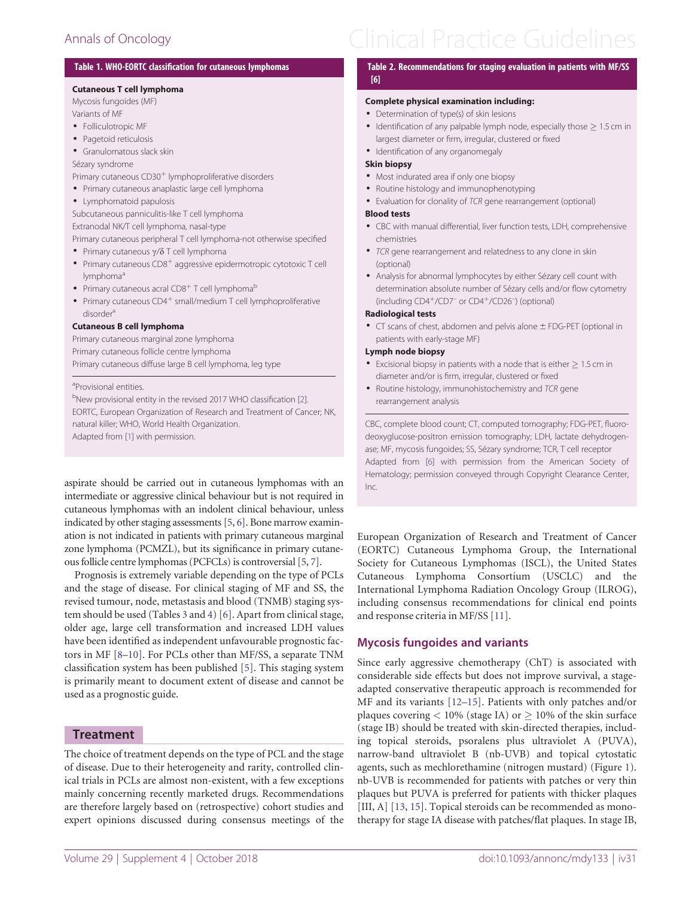**Table 1. WHO-EORTC classification for cutaneous lymphomas**

**Cutaneous T cell lymphoma**

Mycosis fungoides (MF)

Variants of MF

- Folliculotropic MF
- Pagetoid reticulosis
- Granulomatous slack skin

Sézary syndrome

Primary cutaneous CD30$^+$ lymphoproliferative disorders

- Primary cutaneous anaplastic large cell lymphoma
- Lymphomatoid papulosis

Subcutaneous panniculitis-like T cell lymphoma

Extranodal NK/T cell lymphoma, nasal-type

Primary cutaneous peripheral T cell lymphoma-not otherwise specified

- Primary cutaneous γ/δ T cell lymphoma
- Primary cutaneous CD8$^+$ aggressive epidermotropic cytotoxic T cell lymphoma[a]
- Primary cutaneous acral CD8$^+$ T cell lymphoma[b]
- Primary cutaneous CD4$^+$ small/medium T cell lymphoproliferative disorder[a]

**Cutaneous B cell lymphoma**

Primary cutaneous marginal zone lymphoma

Primary cutaneous follicle centre lymphoma

Primary cutaneous diffuse large B cell lymphoma, leg type

[a]Provisional entities.

[b]New provisional entity in the revised 2017 WHO classification [2].

EORTC, European Organization of Research and Treatment of Cancer; NK, natural killer; WHO, World Health Organization.

Adapted from [1] with permission.

aspirate should be carried out in cutaneous lymphomas with an intermediate or aggressive clinical behaviour but is not required in cutaneous lymphomas with an indolent clinical behaviour, unless indicated by other staging assessments [5, 6]. Bone marrow examination is not indicated in patients with primary cutaneous marginal zone lymphoma (PCMZL), but its significance in primary cutaneous follicle centre lymphomas (PCFCLs) is controversial [5, 7].

Prognosis is extremely variable depending on the type of PCLs and the stage of disease. For clinical staging of MF and SS, the revised tumour, node, metastasis and blood (TNMB) staging system should be used (Tables 3 and 4) [6]. Apart from clinical stage, older age, large cell transformation and increased LDH values have been identified as independent unfavourable prognostic factors in MF [8–10]. For PCLs other than MF/SS, a separate TNM classification system has been published [5]. This staging system is primarily meant to document extent of disease and cannot be used as a prognostic guide.

**Table 2. Recommendations for staging evaluation in patients with MF/SS [6]**

**Complete physical examination including:**

- Determination of type(s) of skin lesions
- Identification of any palpable lymph node, especially those $\geq$ 1.5 cm in largest diameter or firm, irregular, clustered or fixed
- Identification of any organomegaly

**Skin biopsy**

- Most indurated area if only one biopsy
- Routine histology and immunophenotyping
- Evaluation for clonality of *TCR* gene rearrangement (optional)

**Blood tests**

- CBC with manual differential, liver function tests, LDH, comprehensive chemistries
- *TCR* gene rearrangement and relatedness to any clone in skin (optional)
- Analysis for abnormal lymphocytes by either Sézary cell count with determination absolute number of Sézary cells and/or flow cytometry (including CD4$^+$/CD7$^-$ or CD4$^+$/CD26$^-$) (optional)

**Radiological tests**

- CT scans of chest, abdomen and pelvis alone ± FDG-PET (optional in patients with early-stage MF)

**Lymph node biopsy**

- Excisional biopsy in patients with a node that is either $\geq$ 1.5 cm in diameter and/or is firm, irregular, clustered or fixed
- Routine histology, immunohistochemistry and *TCR* gene rearrangement analysis

CBC, complete blood count; CT, computed tomography; FDG-PET, fluorodeoxyglucose-positron emission tomography; LDH, lactate dehydrogenase; MF, mycosis fungoides; SS, Sézary syndrome; TCR, T cell receptor

Adapted from [6] with permission from the American Society of Hematology; permission conveyed through Copyright Clearance Center, Inc.

## Treatment

The choice of treatment depends on the type of PCL and the stage of disease. Due to their heterogeneity and rarity, controlled clinical trials in PCLs are almost non-existent, with a few exceptions mainly concerning recently marketed drugs. Recommendations are therefore largely based on (retrospective) cohort studies and expert opinions discussed during consensus meetings of the European Organization of Research and Treatment of Cancer (EORTC) Cutaneous Lymphoma Group, the International Society for Cutaneous Lymphomas (ISCL), the United States Cutaneous Lymphoma Consortium (USCLC) and the International Lymphoma Radiation Oncology Group (ILROG), including consensus recommendations for clinical end points and response criteria in MF/SS [11].

### Mycosis fungoides and variants

Since early aggressive chemotherapy (ChT) is associated with considerable side effects but does not improve survival, a stage-adapted conservative therapeutic approach is recommended for MF and its variants [12–15]. Patients with only patches and/or plaques covering < 10% (stage IA) or $\geq$ 10% of the skin surface (stage IB) should be treated with skin-directed therapies, including topical steroids, psoralens plus ultraviolet A (PUVA), narrow-band ultraviolet B (nb-UVB) and topical cytostatic agents, such as mechlorethamine (nitrogen mustard) (Figure 1). nb-UVB is recommended for patients with patches or very thin plaques but PUVA is preferred for patients with thicker plaques [III, A] [13, 15]. Topical steroids can be recommended as monotherapy for stage IA disease with patches/flat plaques. In stage IB,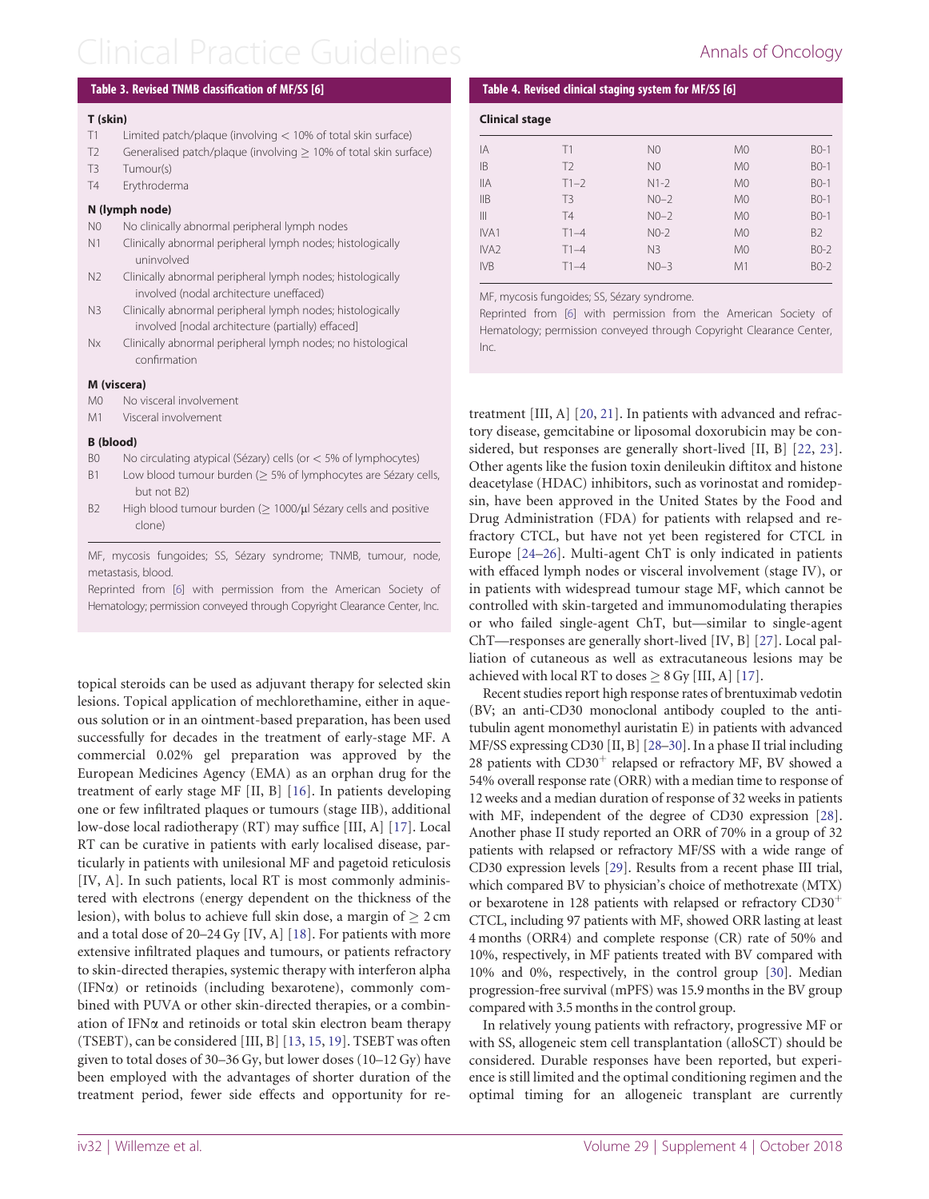**Table 3. Revised TNMB classification of MF/SS [6]**

**T (skin)**

- T1 Limited patch/plaque (involving < 10% of total skin surface)
- T2 Generalised patch/plaque (involving ≥ 10% of total skin surface)
- T3 Tumour(s)
- T4 Erythroderma

**N (lymph node)**

- N0 No clinically abnormal peripheral lymph nodes
- N1 Clinically abnormal peripheral lymph nodes; histologically uninvolved
- N2 Clinically abnormal peripheral lymph nodes; histologically involved (nodal architecture uneffaced)
- N3 Clinically abnormal peripheral lymph nodes; histologically involved [nodal architecture (partially) effaced]
- Nx Clinically abnormal peripheral lymph nodes; no histological confirmation

**M (viscera)**

- M0 No visceral involvement
- M1 Visceral involvement

**B (blood)**

- B0 No circulating atypical (Sézary) cells (or < 5% of lymphocytes)
- B1 Low blood tumour burden (≥ 5% of lymphocytes are Sézary cells, but not B2)
- B2 High blood tumour burden (≥ 1000/μl Sézary cells and positive clone)

MF, mycosis fungoides; SS, Sézary syndrome; TNMB, tumour, node, metastasis, blood.

Reprinted from [6] with permission from the American Society of Hematology; permission conveyed through Copyright Clearance Center, Inc.

**Table 4. Revised clinical staging system for MF/SS [6]**

| Clinical stage | | | | |
|---|---|---|---|---|
| IA | T1 | N0 | M0 | B0-1 |
| IB | T2 | N0 | M0 | B0-1 |
| IIA | T1–2 | N1-2 | M0 | B0-1 |
| IIB | T3 | N0–2 | M0 | B0-1 |
| III | T4 | N0–2 | M0 | B0-1 |
| IVA1 | T1–4 | N0-2 | M0 | B2 |
| IVA2 | T1–4 | N3 | M0 | B0-2 |
| IVB | T1–4 | N0–3 | M1 | B0-2 |

MF, mycosis fungoides; SS, Sézary syndrome.

Reprinted from [6] with permission from the American Society of Hematology; permission conveyed through Copyright Clearance Center, Inc.

topical steroids can be used as adjuvant therapy for selected skin lesions. Topical application of mechlorethamine, either in aqueous solution or in an ointment-based preparation, has been used successfully for decades in the treatment of early-stage MF. A commercial 0.02% gel preparation was approved by the European Medicines Agency (EMA) as an orphan drug for the treatment of early stage MF [II, B] [16]. In patients developing one or few infiltrated plaques or tumours (stage IIB), additional low-dose local radiotherapy (RT) may suffice [III, A] [17]. Local RT can be curative in patients with early localised disease, particularly in patients with unilesional MF and pagetoid reticulosis [IV, A]. In such patients, local RT is most commonly administered with electrons (energy dependent on the thickness of the lesion), with bolus to achieve full skin dose, a margin of ≥ 2 cm and a total dose of 20–24 Gy [IV, A] [18]. For patients with more extensive infiltrated plaques and tumours, or patients refractory to skin-directed therapies, systemic therapy with interferon alpha (IFNα) or retinoids (including bexarotene), commonly combined with PUVA or other skin-directed therapies, or a combination of IFNα and retinoids or total skin electron beam therapy (TSEBT), can be considered [III, B] [13, 15, 19]. TSEBT was often given to total doses of 30–36 Gy, but lower doses (10–12 Gy) have been employed with the advantages of shorter duration of the treatment period, fewer side effects and opportunity for re-treatment [III, A] [20, 21]. In patients with advanced and refractory disease, gemcitabine or liposomal doxorubicin may be considered, but responses are generally short-lived [II, B] [22, 23]. Other agents like the fusion toxin denileukin diftitox and histone deacetylase (HDAC) inhibitors, such as vorinostat and romidepsin, have been approved in the United States by the Food and Drug Administration (FDA) for patients with relapsed and refractory CTCL, but have not yet been registered for CTCL in Europe [24–26]. Multi-agent ChT is only indicated in patients with effaced lymph nodes or visceral involvement (stage IV), or in patients with widespread tumour stage MF, which cannot be controlled with skin-targeted and immunomodulating therapies or who failed single-agent ChT, but—similar to single-agent ChT—responses are generally short-lived [IV, B] [27]. Local palliation of cutaneous as well as extracutaneous lesions may be achieved with local RT to doses ≥ 8 Gy [III, A] [17].

Recent studies report high response rates of brentuximab vedotin (BV; an anti-CD30 monoclonal antibody coupled to the anti-tubulin agent monomethyl auristatin E) in patients with advanced MF/SS expressing CD30 [II, B] [28–30]. In a phase II trial including 28 patients with $CD30^+$ relapsed or refractory MF, BV showed a 54% overall response rate (ORR) with a median time to response of 12 weeks and a median duration of response of 32 weeks in patients with MF, independent of the degree of CD30 expression [28]. Another phase II study reported an ORR of 70% in a group of 32 patients with relapsed or refractory MF/SS with a wide range of CD30 expression levels [29]. Results from a recent phase III trial, which compared BV to physician's choice of methotrexate (MTX) or bexarotene in 128 patients with relapsed or refractory $CD30^+$ CTCL, including 97 patients with MF, showed ORR lasting at least 4 months (ORR4) and complete response (CR) rate of 50% and 10%, respectively, in MF patients treated with BV compared with 10% and 0%, respectively, in the control group [30]. Median progression-free survival (mPFS) was 15.9 months in the BV group compared with 3.5 months in the control group.

In relatively young patients with refractory, progressive MF or with SS, allogeneic stem cell transplantation (alloSCT) should be considered. Durable responses have been reported, but experience is still limited and the optimal conditioning regimen and the optimal timing for an allogeneic transplant are currently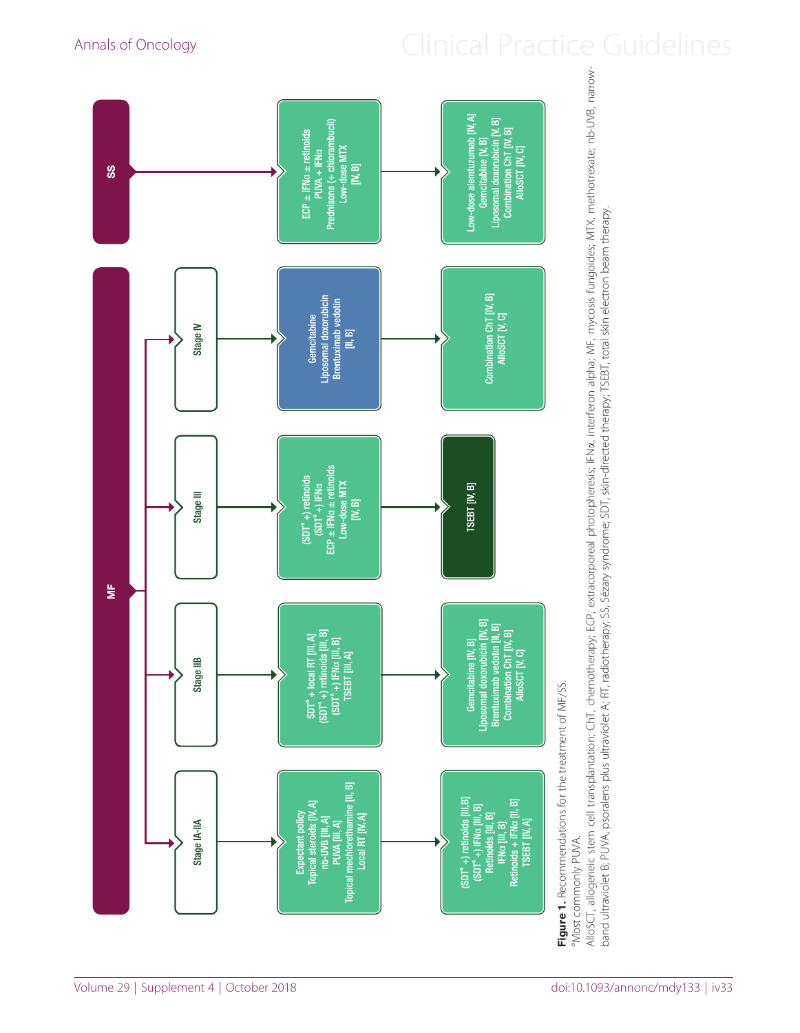**MF**

- **Stage IA-IIA**
  - Expectant policy [IV, A]
    Topical steroids [IV, A]
    nb-UVB [III, A]
    PUVA [III, A]
    Topical mechlorethamine [II, B]
    Local RT [IV, A]
  - → (SDT[a] +) retinoids [III,B]
    (SDT[a] +) IFNα [III, B]
    Retinoids [III, B]
    IFNα [III, B]
    Retinoids + IFNα [II, B]
    TSEBT [IV, A]

- **Stage IIB**
  - SDT[a] + local RT [III, A]
    (SDT[a] +) retinoids [III, B]
    (SDT[a] +) IFNα [III, B]
    TSEBT [III, A]
  - → Gemcitabine [IV, B]
    Liposomal doxorubicin [IV, B]
    Brentuximab vedotin [II, B]
    Combination ChT [IV, B]
    AlloSCT [V, C]

- **Stage III**
  - (SDT[a] +) retinoids
    (SDT[a] +) IFNα
    ECP ± IFNα ± retinoids
    Low-dose MTX
    [IV, B]
  - → TSEBT [IV, B]

- **Stage IV**
  - Gemcitabine
    Liposomal doxorubicin
    Brentuximab vedotin
    [II, B]
  - → Combination ChT [IV, B]
    AlloSCT [IV, C]

**SS**

- ECP ± IFNα ± retinoids
  PUVA + IFNα
  Prednisone (+ chlorambucil)
  Low-dose MTX
  [IV, B]
- → Low-dose alemtuzumab [IV, A]
  Gemcitabine [V, B]
  Liposomal doxorubicin [V, B]
  Combination ChT [IV, B]
  AlloSCT [IV, C]

**Figure 1.** Recommendations for the treatment of MF/SS.

[a]Most commonly PUVA.

AlloSCT, allogeneic stem cell transplantation; ChT, chemotherapy; ECP, extracorporeal photopheresis; IFNα, interferon alpha; MF, mycosis fungoides; MTX, methotrexate; nb-UVB, narrow-band ultraviolet B; PUVA, psoralens plus ultraviolet A; RT, radiotherapy; SS, Sézary syndrome; SDT, skin-directed therapy; TSEBT, total skin electron beam therapy.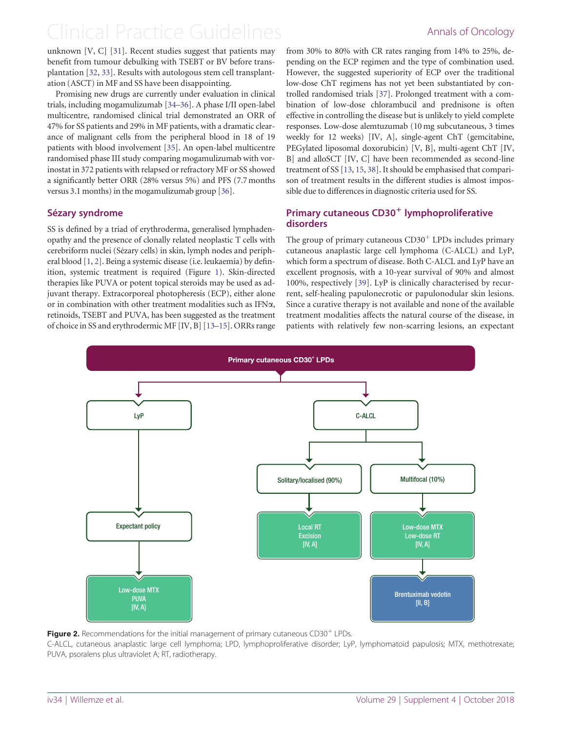unknown [V, C] [31]. Recent studies suggest that patients may benefit from tumour debulking with TSEBT or BV before transplantation [32, 33]. Results with autologous stem cell transplantation (ASCT) in MF and SS have been disappointing.

Promising new drugs are currently under evaluation in clinical trials, including mogamulizumab [34–36]. A phase I/II open-label multicentre, randomised clinical trial demonstrated an ORR of 47% for SS patients and 29% in MF patients, with a dramatic clearance of malignant cells from the peripheral blood in 18 of 19 patients with blood involvement [35]. An open-label multicentre randomised phase III study comparing mogamulizumab with vorinostat in 372 patients with relapsed or refractory MF or SS showed a significantly better ORR (28% versus 5%) and PFS (7.7 months versus 3.1 months) in the mogamulizumab group [36].

## Sézary syndrome

SS is defined by a triad of erythroderma, generalised lymphadenopathy and the presence of clonally related neoplastic T cells with cerebriform nuclei (Sézary cells) in skin, lymph nodes and peripheral blood [1, 2]. Being a systemic disease (i.e. leukaemia) by definition, systemic treatment is required (Figure 1). Skin-directed therapies like PUVA or potent topical steroids may be used as adjuvant therapy. Extracorporeal photopheresis (ECP), either alone or in combination with other treatment modalities such as IFNα, retinoids, TSEBT and PUVA, has been suggested as the treatment of choice in SS and erythrodermic MF [IV, B] [13–15]. ORRs range from 30% to 80% with CR rates ranging from 14% to 25%, depending on the ECP regimen and the type of combination used. However, the suggested superiority of ECP over the traditional low-dose ChT regimens has not yet been substantiated by controlled randomised trials [37]. Prolonged treatment with a combination of low-dose chlorambucil and prednisone is often effective in controlling the disease but is unlikely to yield complete responses. Low-dose alemtuzumab (10 mg subcutaneous, 3 times weekly for 12 weeks) [IV, A], single-agent ChT (gemcitabine, PEGylated liposomal doxorubicin) [V, B], multi-agent ChT [IV, B] and alloSCT [IV, C] have been recommended as second-line treatment of SS [13, 15, 38]. It should be emphasised that comparison of treatment results in the different studies is almost impossible due to differences in diagnostic criteria used for SS.

## Primary cutaneous CD30$^+$ lymphoproliferative disorders

The group of primary cutaneous CD30$^+$ LPDs includes primary cutaneous anaplastic large cell lymphoma (C-ALCL) and LyP, which form a spectrum of disease. Both C-ALCL and LyP have an excellent prognosis, with a 10-year survival of 90% and almost 100%, respectively [39]. LyP is clinically characterised by recurrent, self-healing papulonecrotic or papulonodular skin lesions. Since a curative therapy is not available and none of the available treatment modalities affects the natural course of the disease, in patients with relatively few non-scarring lesions, an expectant

Primary cutaneous CD30$^+$ LPDs
- LyP
  - Expectant policy
    - Low-dose MTX, PUVA [IV, A]
- C-ALCL
  - Solitary/localised (90%)
    - Local RT, Excision [IV, A]
  - Multifocal (10%)
    - Low-dose MTX, Low-dose RT [IV, A]
      - Brentuximab vedotin [II, B]

**Figure 2.** Recommendations for the initial management of primary cutaneous CD30$^+$ LPDs.
C-ALCL, cutaneous anaplastic large cell lymphoma; LPD, lymphoproliferative disorder; LyP, lymphomatoid papulosis; MTX, methotrexate; PUVA, psoralens plus ultraviolet A; RT, radiotherapy.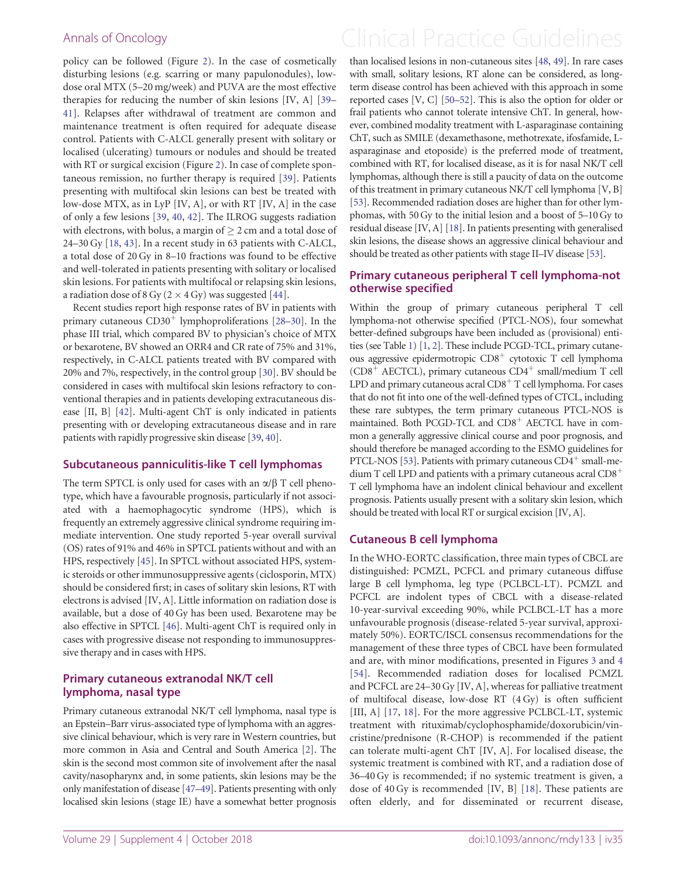policy can be followed (Figure 2). In the case of cosmetically disturbing lesions (e.g. scarring or many papulonodules), low-dose oral MTX (5–20 mg/week) and PUVA are the most effective therapies for reducing the number of skin lesions [IV, A] [39–41]. Relapses after withdrawal of treatment are common and maintenance treatment is often required for adequate disease control. Patients with C-ALCL generally present with solitary or localised (ulcerating) tumours or nodules and should be treated with RT or surgical excision (Figure 2). In case of complete spontaneous remission, no further therapy is required [39]. Patients presenting with multifocal skin lesions can best be treated with low-dose MTX, as in LyP [IV, A], or with RT [IV, A] in the case of only a few lesions [39, 40, 42]. The ILROG suggests radiation with electrons, with bolus, a margin of $\geq$ 2 cm and a total dose of 24–30 Gy [18, 43]. In a recent study in 63 patients with C-ALCL, a total dose of 20 Gy in 8–10 fractions was found to be effective and well-tolerated in patients presenting with solitary or localised skin lesions. For patients with multifocal or relapsing skin lesions, a radiation dose of 8 Gy ($2 \times 4$ Gy) was suggested [44].

Recent studies report high response rates of BV in patients with primary cutaneous $CD30^{+}$ lymphoproliferations [28–30]. In the phase III trial, which compared BV to physician's choice of MTX or bexarotene, BV showed an ORR4 and CR rate of 75% and 31%, respectively, in C-ALCL patients treated with BV compared with 20% and 7%, respectively, in the control group [30]. BV should be considered in cases with multifocal skin lesions refractory to conventional therapies and in patients developing extracutaneous disease [II, B] [42]. Multi-agent ChT is only indicated in patients presenting with or developing extracutaneous disease and in rare patients with rapidly progressive skin disease [39, 40].

## Subcutaneous panniculitis-like T cell lymphomas

The term SPTCL is only used for cases with an $\alpha/\beta$ T cell phenotype, which have a favourable prognosis, particularly if not associated with a haemophagocytic syndrome (HPS), which is frequently an extremely aggressive clinical syndrome requiring immediate intervention. One study reported 5-year overall survival (OS) rates of 91% and 46% in SPTCL patients without and with an HPS, respectively [45]. In SPTCL without associated HPS, systemic steroids or other immunosuppressive agents (ciclosporin, MTX) should be considered first; in cases of solitary skin lesions, RT with electrons is advised [IV, A]. Little information on radiation dose is available, but a dose of 40 Gy has been used. Bexarotene may be also effective in SPTCL [46]. Multi-agent ChT is required only in cases with progressive disease not responding to immunosuppressive therapy and in cases with HPS.

## Primary cutaneous extranodal NK/T cell lymphoma, nasal type

Primary cutaneous extranodal NK/T cell lymphoma, nasal type is an Epstein–Barr virus-associated type of lymphoma with an aggressive clinical behaviour, which is very rare in Western countries, but more common in Asia and Central and South America [2]. The skin is the second most common site of involvement after the nasal cavity/nasopharynx and, in some patients, skin lesions may be the only manifestation of disease [47–49]. Patients presenting with only localised skin lesions (stage IE) have a somewhat better prognosis than localised lesions in non-cutaneous sites [48, 49]. In rare cases with small, solitary lesions, RT alone can be considered, as long-term disease control has been achieved with this approach in some reported cases [V, C] [50–52]. This is also the option for older or frail patients who cannot tolerate intensive ChT. In general, however, combined modality treatment with L-asparaginase containing ChT, such as SMILE (dexamethasone, methotrexate, ifosfamide, L-asparaginase and etoposide) is the preferred mode of treatment, combined with RT, for localised disease, as it is for nasal NK/T cell lymphomas, although there is still a paucity of data on the outcome of this treatment in primary cutaneous NK/T cell lymphoma [V, B] [53]. Recommended radiation doses are higher than for other lymphomas, with 50 Gy to the initial lesion and a boost of 5–10 Gy to residual disease [IV, A] [18]. In patients presenting with generalised skin lesions, the disease shows an aggressive clinical behaviour and should be treated as other patients with stage II–IV disease [53].

## Primary cutaneous peripheral T cell lymphoma-not otherwise specified

Within the group of primary cutaneous peripheral T cell lymphoma-not otherwise specified (PTCL-NOS), four somewhat better-defined subgroups have been included as (provisional) entities (see Table 1) [1, 2]. These include PCGD-TCL, primary cutaneous aggressive epidermotropic $CD8^{+}$ cytotoxic T cell lymphoma ($CD8^{+}$ AECTCL), primary cutaneous $CD4^{+}$ small/medium T cell LPD and primary cutaneous acral $CD8^{+}$ T cell lymphoma. For cases that do not fit into one of the well-defined types of CTCL, including these rare subtypes, the term primary cutaneous PTCL-NOS is maintained. Both PCGD-TCL and $CD8^{+}$ AECTCL have in common a generally aggressive clinical course and poor prognosis, and should therefore be managed according to the ESMO guidelines for PTCL-NOS [53]. Patients with primary cutaneous $CD4^{+}$ small-medium T cell LPD and patients with a primary cutaneous acral $CD8^{+}$ T cell lymphoma have an indolent clinical behaviour and excellent prognosis. Patients usually present with a solitary skin lesion, which should be treated with local RT or surgical excision [IV, A].

## Cutaneous B cell lymphoma

In the WHO-EORTC classification, three main types of CBCL are distinguished: PCMZL, PCFCL and primary cutaneous diffuse large B cell lymphoma, leg type (PCLBCL-LT). PCMZL and PCFCL are indolent types of CBCL with a disease-related 10-year-survival exceeding 90%, while PCLBCL-LT has a more unfavourable prognosis (disease-related 5-year survival, approximately 50%). EORTC/ISCL consensus recommendations for the management of these three types of CBCL have been formulated and are, with minor modifications, presented in Figures 3 and 4 [54]. Recommended radiation doses for localised PCMZL and PCFCL are 24–30 Gy [IV, A], whereas for palliative treatment of multifocal disease, low-dose RT (4 Gy) is often sufficient [III, A] [17, 18]. For the more aggressive PCLBCL-LT, systemic treatment with rituximab/cyclophosphamide/doxorubicin/vincristine/prednisone (R-CHOP) is recommended if the patient can tolerate multi-agent ChT [IV, A]. For localised disease, the systemic treatment is combined with RT, and a radiation dose of 36–40 Gy is recommended; if no systemic treatment is given, a dose of 40 Gy is recommended [IV, B] [18]. These patients are often elderly, and for disseminated or recurrent disease,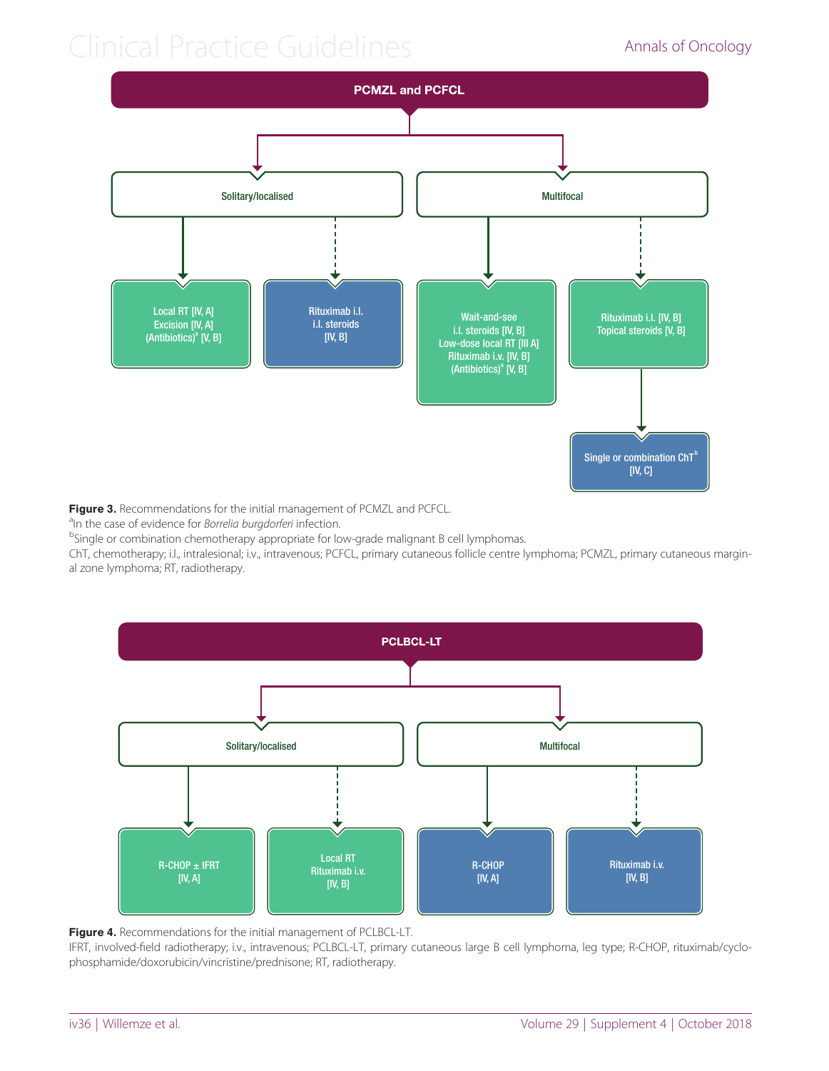**PCMZL and PCFCL**

- **Solitary/localised**
  - Local RT [IV, A]; Excision [IV, A]; (Antibiotics)[a] [V, B]
  - Rituximab i.l.; i.l. steroids [IV, B]
- **Multifocal**
  - Wait-and-see; i.l. steroids [IV, B]; Low-dose local RT [III A]; Rituximab i.v. [IV, B]; (Antibiotics)[a] [V, B]
  - Rituximab i.l. [IV, B]; Topical steroids [V, B]
    - Single or combination ChT[b] [IV, C]

**Figure 3.** Recommendations for the initial management of PCMZL and PCFCL.

[a]In the case of evidence for *Borrelia burgdorferi* infection.

[b]Single or combination chemotherapy appropriate for low-grade malignant B cell lymphomas.

ChT, chemotherapy; i.l., intralesional; i.v., intravenous; PCFCL, primary cutaneous follicle centre lymphoma; PCMZL, primary cutaneous marginal zone lymphoma; RT, radiotherapy.

**PCLBCL-LT**

- **Solitary/localised**
  - R-CHOP ± IFRT [IV, A]
  - Local RT; Rituximab i.v. [IV, B]
- **Multifocal**
  - R-CHOP [IV, A]
  - Rituximab i.v. [IV, B]

**Figure 4.** Recommendations for the initial management of PCLBCL-LT.

IFRT, involved-field radiotherapy; i.v., intravenous; PCLBCL-LT, primary cutaneous large B cell lymphoma, leg type; R-CHOP, rituximab/cyclophosphamide/doxorubicin/vincristine/prednisone; RT, radiotherapy.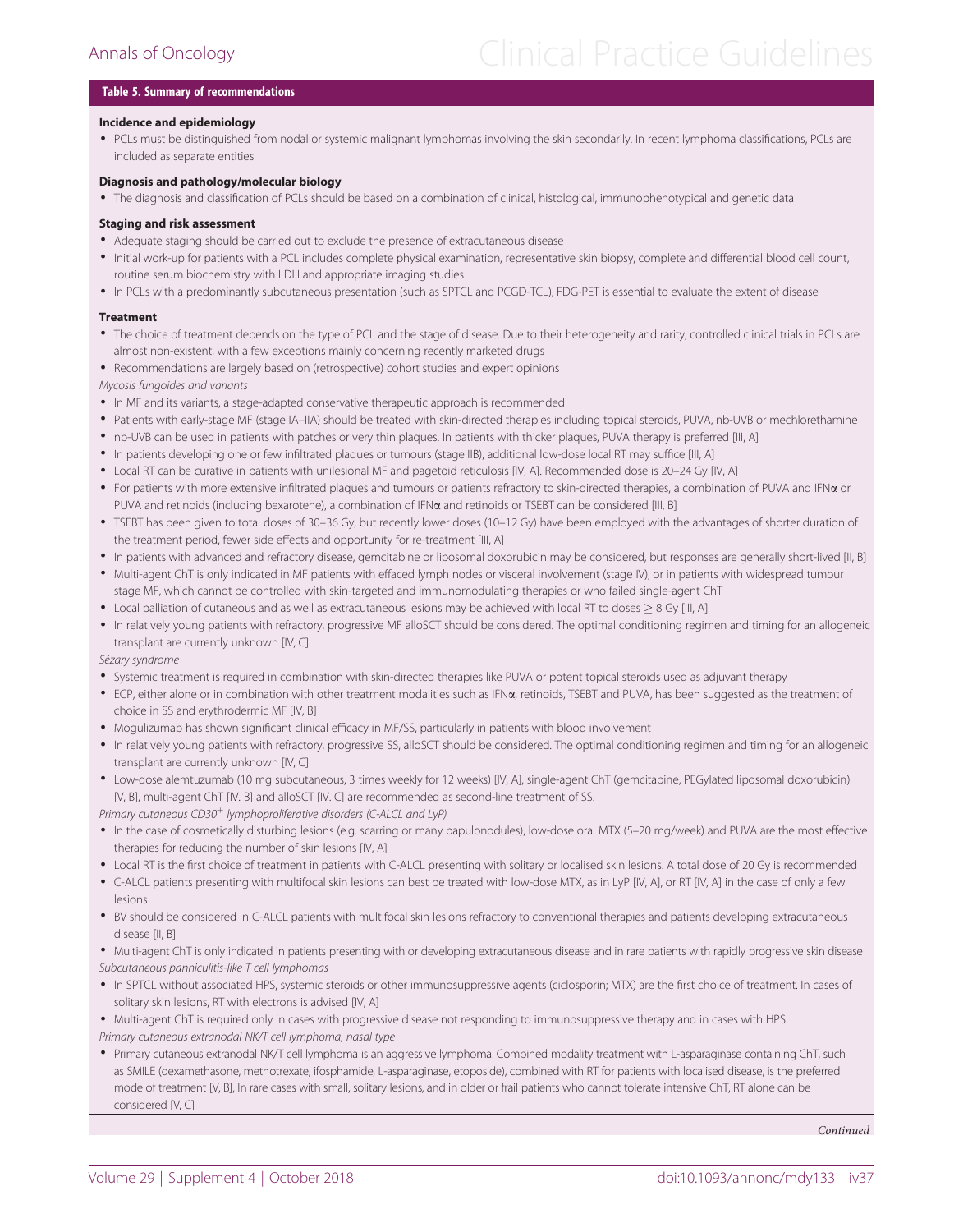**Table 5. Summary of recommendations**

**Incidence and epidemiology**

- PCLs must be distinguished from nodal or systemic malignant lymphomas involving the skin secondarily. In recent lymphoma classifications, PCLs are included as separate entities

**Diagnosis and pathology/molecular biology**

- The diagnosis and classification of PCLs should be based on a combination of clinical, histological, immunophenotypical and genetic data

**Staging and risk assessment**

- Adequate staging should be carried out to exclude the presence of extracutaneous disease
- Initial work-up for patients with a PCL includes complete physical examination, representative skin biopsy, complete and differential blood cell count, routine serum biochemistry with LDH and appropriate imaging studies
- In PCLs with a predominantly subcutaneous presentation (such as SPTCL and PCGD-TCL), FDG-PET is essential to evaluate the extent of disease

**Treatment**

- The choice of treatment depends on the type of PCL and the stage of disease. Due to their heterogeneity and rarity, controlled clinical trials in PCLs are almost non-existent, with a few exceptions mainly concerning recently marketed drugs
- Recommendations are largely based on (retrospective) cohort studies and expert opinions

*Mycosis fungoides and variants*

- In MF and its variants, a stage-adapted conservative therapeutic approach is recommended
- Patients with early-stage MF (stage IA–IIA) should be treated with skin-directed therapies including topical steroids, PUVA, nb-UVB or mechlorethamine
- nb-UVB can be used in patients with patches or very thin plaques. In patients with thicker plaques, PUVA therapy is preferred [III, A]
- In patients developing one or few infiltrated plaques or tumours (stage IIB), additional low-dose local RT may suffice [III, A]
- Local RT can be curative in patients with unilesional MF and pagetoid reticulosis [IV, A]. Recommended dose is 20–24 Gy [IV, A]
- For patients with more extensive infiltrated plaques and tumours or patients refractory to skin-directed therapies, a combination of PUVA and IFNα or PUVA and retinoids (including bexarotene), a combination of IFNα and retinoids or TSEBT can be considered [III, B]
- TSEBT has been given to total doses of 30–36 Gy, but recently lower doses (10–12 Gy) have been employed with the advantages of shorter duration of the treatment period, fewer side effects and opportunity for re-treatment [III, A]
- In patients with advanced and refractory disease, gemcitabine or liposomal doxorubicin may be considered, but responses are generally short-lived [II, B]
- Multi-agent ChT is only indicated in MF patients with effaced lymph nodes or visceral involvement (stage IV), or in patients with widespread tumour stage MF, which cannot be controlled with skin-targeted and immunomodulating therapies or who failed single-agent ChT
- Local palliation of cutaneous and as well as extracutaneous lesions may be achieved with local RT to doses ≥ 8 Gy [III, A]
- In relatively young patients with refractory, progressive MF alloSCT should be considered. The optimal conditioning regimen and timing for an allogeneic transplant are currently unknown [IV, C]

*Sézary syndrome*

- Systemic treatment is required in combination with skin-directed therapies like PUVA or potent topical steroids used as adjuvant therapy
- ECP, either alone or in combination with other treatment modalities such as IFNα, retinoids, TSEBT and PUVA, has been suggested as the treatment of choice in SS and erythrodermic MF [IV, B]
- Mogulizumab has shown significant clinical efficacy in MF/SS, particularly in patients with blood involvement
- In relatively young patients with refractory, progressive SS, alloSCT should be considered. The optimal conditioning regimen and timing for an allogeneic transplant are currently unknown [IV, C]
- Low-dose alemtuzumab (10 mg subcutaneous, 3 times weekly for 12 weeks) [IV, A], single-agent ChT (gemcitabine, PEGylated liposomal doxorubicin) [V, B], multi-agent ChT [IV. B] and alloSCT [IV. C] are recommended as second-line treatment of SS.

*Primary cutaneous CD30$^{+}$ lymphoproliferative disorders (C-ALCL and LyP)*

- In the case of cosmetically disturbing lesions (e.g. scarring or many papulonodules), low-dose oral MTX (5–20 mg/week) and PUVA are the most effective therapies for reducing the number of skin lesions [IV, A]
- Local RT is the first choice of treatment in patients with C-ALCL presenting with solitary or localised skin lesions. A total dose of 20 Gy is recommended
- C-ALCL patients presenting with multifocal skin lesions can best be treated with low-dose MTX, as in LyP [IV, A], or RT [IV, A] in the case of only a few lesions
- BV should be considered in C-ALCL patients with multifocal skin lesions refractory to conventional therapies and patients developing extracutaneous disease [II, B]
- Multi-agent ChT is only indicated in patients presenting with or developing extracutaneous disease and in rare patients with rapidly progressive skin disease

*Subcutaneous panniculitis-like T cell lymphomas*

- In SPTCL without associated HPS, systemic steroids or other immunosuppressive agents (ciclosporin; MTX) are the first choice of treatment. In cases of solitary skin lesions, RT with electrons is advised [IV, A]
- Multi-agent ChT is required only in cases with progressive disease not responding to immunosuppressive therapy and in cases with HPS

*Primary cutaneous extranodal NK/T cell lymphoma, nasal type*

- Primary cutaneous extranodal NK/T cell lymphoma is an aggressive lymphoma. Combined modality treatment with L-asparaginase containing ChT, such as SMILE (dexamethasone, methotrexate, ifosphamide, L-asparaginase, etoposide), combined with RT for patients with localised disease, is the preferred mode of treatment [V, B], In rare cases with small, solitary lesions, and in older or frail patients who cannot tolerate intensive ChT, RT alone can be considered [V, C]

*Continued*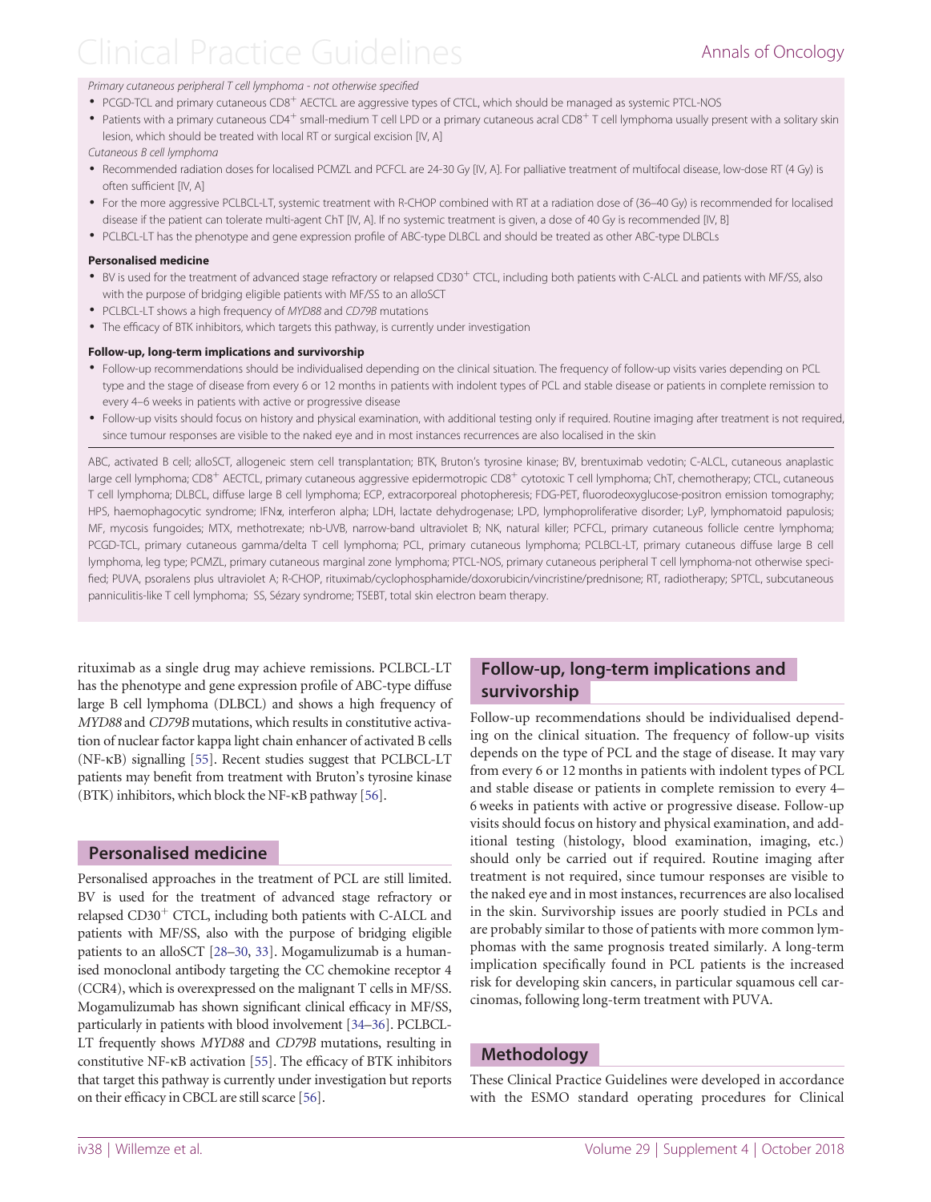*Primary cutaneous peripheral T cell lymphoma - not otherwise specified*

- PCGD-TCL and primary cutaneous CD8+ AECTCL are aggressive types of CTCL, which should be managed as systemic PTCL-NOS
- Patients with a primary cutaneous CD4+ small-medium T cell LPD or a primary cutaneous acral CD8+ T cell lymphoma usually present with a solitary skin lesion, which should be treated with local RT or surgical excision [IV, A]

*Cutaneous B cell lymphoma*

- Recommended radiation doses for localised PCMZL and PCFCL are 24-30 Gy [IV, A]. For palliative treatment of multifocal disease, low-dose RT (4 Gy) is often sufficient [IV, A]
- For the more aggressive PCLBCL-LT, systemic treatment with R-CHOP combined with RT at a radiation dose of (36–40 Gy) is recommended for localised disease if the patient can tolerate multi-agent ChT [IV, A]. If no systemic treatment is given, a dose of 40 Gy is recommended [IV, B]
- PCLBCL-LT has the phenotype and gene expression profile of ABC-type DLBCL and should be treated as other ABC-type DLBCLs

**Personalised medicine**

- BV is used for the treatment of advanced stage refractory or relapsed CD30+ CTCL, including both patients with C-ALCL and patients with MF/SS, also with the purpose of bridging eligible patients with MF/SS to an alloSCT
- PCLBCL-LT shows a high frequency of *MYD88* and *CD79B* mutations
- The efficacy of BTK inhibitors, which targets this pathway, is currently under investigation

**Follow-up, long-term implications and survivorship**

- Follow-up recommendations should be individualised depending on the clinical situation. The frequency of follow-up visits varies depending on PCL type and the stage of disease from every 6 or 12 months in patients with indolent types of PCL and stable disease or patients in complete remission to every 4–6 weeks in patients with active or progressive disease
- Follow-up visits should focus on history and physical examination, with additional testing only if required. Routine imaging after treatment is not required, since tumour responses are visible to the naked eye and in most instances recurrences are also localised in the skin

ABC, activated B cell; alloSCT, allogeneic stem cell transplantation; BTK, Bruton's tyrosine kinase; BV, brentuximab vedotin; C-ALCL, cutaneous anaplastic large cell lymphoma; CD8+ AECTCL, primary cutaneous aggressive epidermotropic CD8+ cytotoxic T cell lymphoma; ChT, chemotherapy; CTCL, cutaneous T cell lymphoma; DLBCL, diffuse large B cell lymphoma; ECP, extracorporeal photopheresis; FDG-PET, fluorodeoxyglucose-positron emission tomography; HPS, haemophagocytic syndrome; IFNα, interferon alpha; LDH, lactate dehydrogenase; LPD, lymphoproliferative disorder; LyP, lymphomatoid papulosis; MF, mycosis fungoides; MTX, methotrexate; nb-UVB, narrow-band ultraviolet B; NK, natural killer; PCFCL, primary cutaneous follicle centre lymphoma; PCGD-TCL, primary cutaneous gamma/delta T cell lymphoma; PCL, primary cutaneous lymphoma; PCLBCL-LT, primary cutaneous diffuse large B cell lymphoma, leg type; PCMZL, primary cutaneous marginal zone lymphoma; PTCL-NOS, primary cutaneous peripheral T cell lymphoma-not otherwise specified; PUVA, psoralens plus ultraviolet A; R-CHOP, rituximab/cyclophosphamide/doxorubicin/vincristine/prednisone; RT, radiotherapy; SPTCL, subcutaneous panniculitis-like T cell lymphoma; SS, Sézary syndrome; TSEBT, total skin electron beam therapy.

rituximab as a single drug may achieve remissions. PCLBCL-LT has the phenotype and gene expression profile of ABC-type diffuse large B cell lymphoma (DLBCL) and shows a high frequency of *MYD88* and *CD79B* mutations, which results in constitutive activation of nuclear factor kappa light chain enhancer of activated B cells (NF-κB) signalling [55]. Recent studies suggest that PCLBCL-LT patients may benefit from treatment with Bruton's tyrosine kinase (BTK) inhibitors, which block the NF-κB pathway [56].

## Personalised medicine

Personalised approaches in the treatment of PCL are still limited. BV is used for the treatment of advanced stage refractory or relapsed CD30+ CTCL, including both patients with C-ALCL and patients with MF/SS, also with the purpose of bridging eligible patients to an alloSCT [28–30, 33]. Mogamulizumab is a humanised monoclonal antibody targeting the CC chemokine receptor 4 (CCR4), which is overexpressed on the malignant T cells in MF/SS. Mogamulizumab has shown significant clinical efficacy in MF/SS, particularly in patients with blood involvement [34–36]. PCLBCL-LT frequently shows *MYD88* and *CD79B* mutations, resulting in constitutive NF-κB activation [55]. The efficacy of BTK inhibitors that target this pathway is currently under investigation but reports on their efficacy in CBCL are still scarce [56].

## Follow-up, long-term implications and survivorship

Follow-up recommendations should be individualised depending on the clinical situation. The frequency of follow-up visits depends on the type of PCL and the stage of disease. It may vary from every 6 or 12 months in patients with indolent types of PCL and stable disease or patients in complete remission to every 4–6 weeks in patients with active or progressive disease. Follow-up visits should focus on history and physical examination, and additional testing (histology, blood examination, imaging, etc.) should only be carried out if required. Routine imaging after treatment is not required, since tumour responses are visible to the naked eye and in most instances, recurrences are also localised in the skin. Survivorship issues are poorly studied in PCLs and are probably similar to those of patients with more common lymphomas with the same prognosis treated similarly. A long-term implication specifically found in PCL patients is the increased risk for developing skin cancers, in particular squamous cell carcinomas, following long-term treatment with PUVA.

## Methodology

These Clinical Practice Guidelines were developed in accordance with the ESMO standard operating procedures for Clinical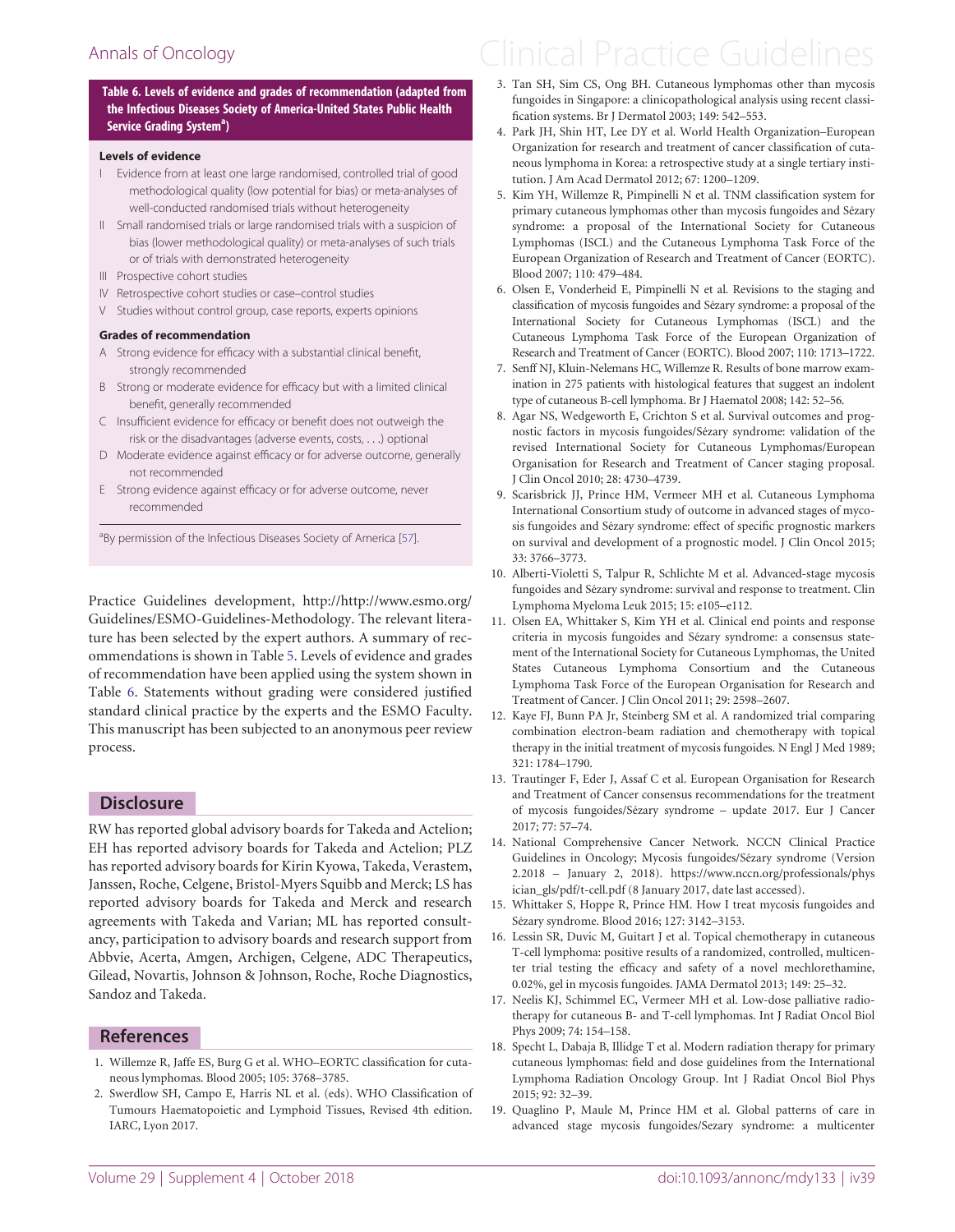**Table 6. Levels of evidence and grades of recommendation (adapted from the Infectious Diseases Society of America-United States Public Health Service Grading System[a])**

**Levels of evidence**

- I Evidence from at least one large randomised, controlled trial of good methodological quality (low potential for bias) or meta-analyses of well-conducted randomised trials without heterogeneity
- II Small randomised trials or large randomised trials with a suspicion of bias (lower methodological quality) or meta-analyses of such trials or of trials with demonstrated heterogeneity
- III Prospective cohort studies
- IV Retrospective cohort studies or case–control studies
- V Studies without control group, case reports, experts opinions

**Grades of recommendation**

- A Strong evidence for efficacy with a substantial clinical benefit, strongly recommended
- B Strong or moderate evidence for efficacy but with a limited clinical benefit, generally recommended
- C Insufficient evidence for efficacy or benefit does not outweigh the risk or the disadvantages (adverse events, costs, . . .) optional
- D Moderate evidence against efficacy or for adverse outcome, generally not recommended
- E Strong evidence against efficacy or for adverse outcome, never recommended

[a]By permission of the Infectious Diseases Society of America [57].

Practice Guidelines development, http://http://www.esmo.org/Guidelines/ESMO-Guidelines-Methodology. The relevant literature has been selected by the expert authors. A summary of recommendations is shown in Table 5. Levels of evidence and grades of recommendation have been applied using the system shown in Table 6. Statements without grading were considered justified standard clinical practice by the experts and the ESMO Faculty. This manuscript has been subjected to an anonymous peer review process.

## Disclosure

RW has reported global advisory boards for Takeda and Actelion; EH has reported advisory boards for Takeda and Actelion; PLZ has reported advisory boards for Kirin Kyowa, Takeda, Verastem, Janssen, Roche, Celgene, Bristol-Myers Squibb and Merck; LS has reported advisory boards for Takeda and Merck and research agreements with Takeda and Varian; ML has reported consultancy, participation to advisory boards and research support from Abbvie, Acerta, Amgen, Archigen, Celgene, ADC Therapeutics, Gilead, Novartis, Johnson & Johnson, Roche, Roche Diagnostics, Sandoz and Takeda.

## References

1. Willemze R, Jaffe ES, Burg G et al. WHO–EORTC classification for cutaneous lymphomas. Blood 2005; 105: 3768–3785.
2. Swerdlow SH, Campo E, Harris NL et al. (eds). WHO Classification of Tumours Haematopoietic and Lymphoid Tissues, Revised 4th edition. IARC, Lyon 2017.
3. Tan SH, Sim CS, Ong BH. Cutaneous lymphomas other than mycosis fungoides in Singapore: a clinicopathological analysis using recent classification systems. Br J Dermatol 2003; 149: 542–553.
4. Park JH, Shin HT, Lee DY et al. World Health Organization–European Organization for research and treatment of cancer classification of cutaneous lymphoma in Korea: a retrospective study at a single tertiary institution. J Am Acad Dermatol 2012; 67: 1200–1209.
5. Kim YH, Willemze R, Pimpinelli N et al. TNM classification system for primary cutaneous lymphomas other than mycosis fungoides and Sézary syndrome: a proposal of the International Society for Cutaneous Lymphomas (ISCL) and the Cutaneous Lymphoma Task Force of the European Organization of Research and Treatment of Cancer (EORTC). Blood 2007; 110: 479–484.
6. Olsen E, Vonderheid E, Pimpinelli N et al. Revisions to the staging and classification of mycosis fungoides and Sézary syndrome: a proposal of the International Society for Cutaneous Lymphomas (ISCL) and the Cutaneous Lymphoma Task Force of the European Organization of Research and Treatment of Cancer (EORTC). Blood 2007; 110: 1713–1722.
7. Senff NJ, Kluin-Nelemans HC, Willemze R. Results of bone marrow examination in 275 patients with histological features that suggest an indolent type of cutaneous B-cell lymphoma. Br J Haematol 2008; 142: 52–56.
8. Agar NS, Wedgeworth E, Crichton S et al. Survival outcomes and prognostic factors in mycosis fungoides/Sézary syndrome: validation of the revised International Society for Cutaneous Lymphomas/European Organisation for Research and Treatment of Cancer staging proposal. J Clin Oncol 2010; 28: 4730–4739.
9. Scarisbrick JJ, Prince HM, Vermeer MH et al. Cutaneous Lymphoma International Consortium study of outcome in advanced stages of mycosis fungoides and Sézary syndrome: effect of specific prognostic markers on survival and development of a prognostic model. J Clin Oncol 2015; 33: 3766–3773.
10. Alberti-Violetti S, Talpur R, Schlichte M et al. Advanced-stage mycosis fungoides and Sézary syndrome: survival and response to treatment. Clin Lymphoma Myeloma Leuk 2015; 15: e105–e112.
11. Olsen EA, Whittaker S, Kim YH et al. Clinical end points and response criteria in mycosis fungoides and Sézary syndrome: a consensus statement of the International Society for Cutaneous Lymphomas, the United States Cutaneous Lymphoma Consortium and the Cutaneous Lymphoma Task Force of the European Organisation for Research and Treatment of Cancer. J Clin Oncol 2011; 29: 2598–2607.
12. Kaye FJ, Bunn PA Jr, Steinberg SM et al. A randomized trial comparing combination electron-beam radiation and chemotherapy with topical therapy in the initial treatment of mycosis fungoides. N Engl J Med 1989; 321: 1784–1790.
13. Trautinger F, Eder J, Assaf C et al. European Organisation for Research and Treatment of Cancer consensus recommendations for the treatment of mycosis fungoides/Sézary syndrome – update 2017. Eur J Cancer 2017; 77: 57–74.
14. National Comprehensive Cancer Network. NCCN Clinical Practice Guidelines in Oncology; Mycosis fungoides/Sézary syndrome (Version 2.2018 – January 2, 2018). https://www.nccn.org/professionals/physician_gls/pdf/t-cell.pdf (8 January 2017, date last accessed).
15. Whittaker S, Hoppe R, Prince HM. How I treat mycosis fungoides and Sézary syndrome. Blood 2016; 127: 3142–3153.
16. Lessin SR, Duvic M, Guitart J et al. Topical chemotherapy in cutaneous T-cell lymphoma: positive results of a randomized, controlled, multicenter trial testing the efficacy and safety of a novel mechlorethamine, 0.02%, gel in mycosis fungoides. JAMA Dermatol 2013; 149: 25–32.
17. Neelis KJ, Schimmel EC, Vermeer MH et al. Low-dose palliative radiotherapy for cutaneous B- and T-cell lymphomas. Int J Radiat Oncol Biol Phys 2009; 74: 154–158.
18. Specht L, Dabaja B, Illidge T et al. Modern radiation therapy for primary cutaneous lymphomas: field and dose guidelines from the International Lymphoma Radiation Oncology Group. Int J Radiat Oncol Biol Phys 2015; 92: 32–39.
19. Quaglino P, Maule M, Prince HM et al. Global patterns of care in advanced stage mycosis fungoides/Sezary syndrome: a multicenter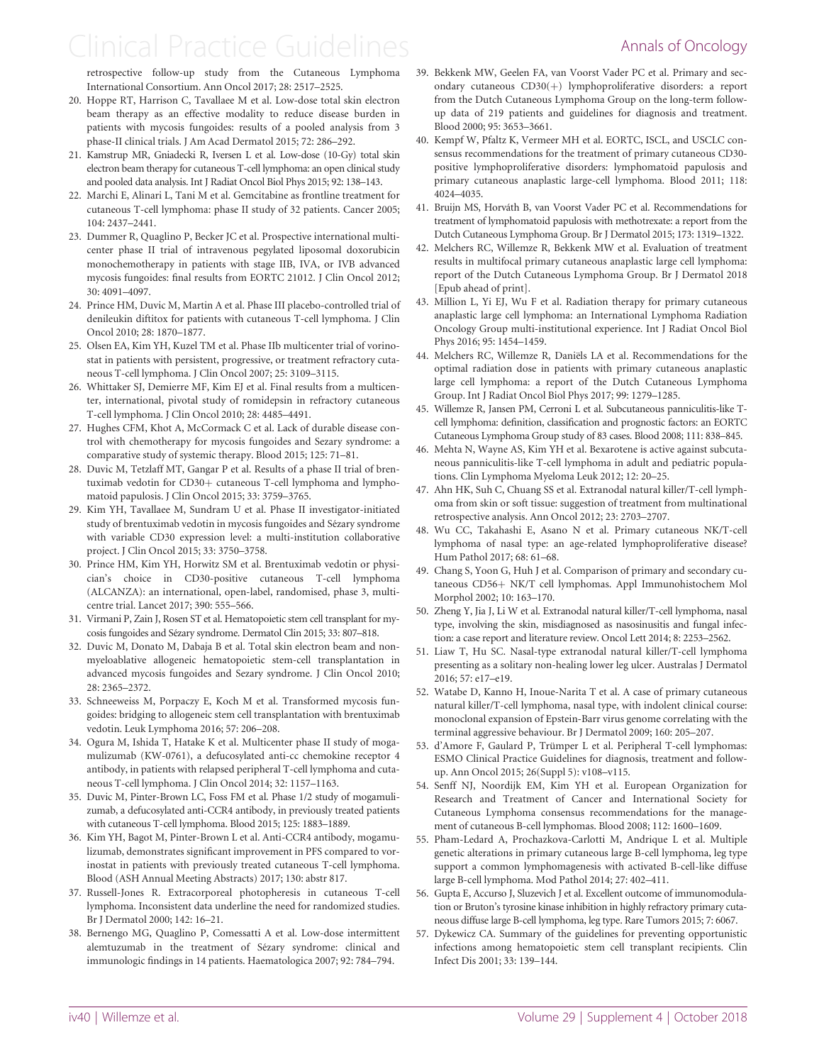retrospective follow-up study from the Cutaneous Lymphoma International Consortium. Ann Oncol 2017; 28: 2517–2525.

20. Hoppe RT, Harrison C, Tavallaee M et al. Low-dose total skin electron beam therapy as an effective modality to reduce disease burden in patients with mycosis fungoides: results of a pooled analysis from 3 phase-II clinical trials. J Am Acad Dermatol 2015; 72: 286–292.
21. Kamstrup MR, Gniadecki R, Iversen L et al. Low-dose (10-Gy) total skin electron beam therapy for cutaneous T-cell lymphoma: an open clinical study and pooled data analysis. Int J Radiat Oncol Biol Phys 2015; 92: 138–143.
22. Marchi E, Alinari L, Tani M et al. Gemcitabine as frontline treatment for cutaneous T-cell lymphoma: phase II study of 32 patients. Cancer 2005; 104: 2437–2441.
23. Dummer R, Quaglino P, Becker JC et al. Prospective international multicenter phase II trial of intravenous pegylated liposomal doxorubicin monochemotherapy in patients with stage IIB, IVA, or IVB advanced mycosis fungoides: final results from EORTC 21012. J Clin Oncol 2012; 30: 4091–4097.
24. Prince HM, Duvic M, Martin A et al. Phase III placebo-controlled trial of denileukin diftitox for patients with cutaneous T-cell lymphoma. J Clin Oncol 2010; 28: 1870–1877.
25. Olsen EA, Kim YH, Kuzel TM et al. Phase IIb multicenter trial of vorinostat in patients with persistent, progressive, or treatment refractory cutaneous T-cell lymphoma. J Clin Oncol 2007; 25: 3109–3115.
26. Whittaker SJ, Demierre MF, Kim EJ et al. Final results from a multicenter, international, pivotal study of romidepsin in refractory cutaneous T-cell lymphoma. J Clin Oncol 2010; 28: 4485–4491.
27. Hughes CFM, Khot A, McCormack C et al. Lack of durable disease control with chemotherapy for mycosis fungoides and Sezary syndrome: a comparative study of systemic therapy. Blood 2015; 125: 71–81.
28. Duvic M, Tetzlaff MT, Gangar P et al. Results of a phase II trial of brentuximab vedotin for CD30+ cutaneous T-cell lymphoma and lymphomatoid papulosis. J Clin Oncol 2015; 33: 3759–3765.
29. Kim YH, Tavallaee M, Sundram U et al. Phase II investigator-initiated study of brentuximab vedotin in mycosis fungoides and Sézary syndrome with variable CD30 expression level: a multi-institution collaborative project. J Clin Oncol 2015; 33: 3750–3758.
30. Prince HM, Kim YH, Horwitz SM et al. Brentuximab vedotin or physician's choice in CD30-positive cutaneous T-cell lymphoma (ALCANZA): an international, open-label, randomised, phase 3, multicentre trial. Lancet 2017; 390: 555–566.
31. Virmani P, Zain J, Rosen ST et al. Hematopoietic stem cell transplant for mycosis fungoides and Sézary syndrome. Dermatol Clin 2015; 33: 807–818.
32. Duvic M, Donato M, Dabaja B et al. Total skin electron beam and non-myeloablative allogeneic hematopoietic stem-cell transplantation in advanced mycosis fungoides and Sezary syndrome. J Clin Oncol 2010; 28: 2365–2372.
33. Schneeweiss M, Porpaczy E, Koch M et al. Transformed mycosis fungoides: bridging to allogeneic stem cell transplantation with brentuximab vedotin. Leuk Lymphoma 2016; 57: 206–208.
34. Ogura M, Ishida T, Hatake K et al. Multicenter phase II study of mogamulizumab (KW-0761), a defucosylated anti-cc chemokine receptor 4 antibody, in patients with relapsed peripheral T-cell lymphoma and cutaneous T-cell lymphoma. J Clin Oncol 2014; 32: 1157–1163.
35. Duvic M, Pinter-Brown LC, Foss FM et al. Phase 1/2 study of mogamulizumab, a defucosylated anti-CCR4 antibody, in previously treated patients with cutaneous T-cell lymphoma. Blood 2015; 125: 1883–1889.
36. Kim YH, Bagot M, Pinter-Brown L et al. Anti-CCR4 antibody, mogamulizumab, demonstrates significant improvement in PFS compared to vorinostat in patients with previously treated cutaneous T-cell lymphoma. Blood (ASH Annual Meeting Abstracts) 2017; 130: abstr 817.
37. Russell-Jones R. Extracorporeal photopheresis in cutaneous T-cell lymphoma. Inconsistent data underline the need for randomized studies. Br J Dermatol 2000; 142: 16–21.
38. Bernengo MG, Quaglino P, Comessatti A et al. Low-dose intermittent alemtuzumab in the treatment of Sézary syndrome: clinical and immunologic findings in 14 patients. Haematologica 2007; 92: 784–794.
39. Bekkenk MW, Geelen FA, van Voorst Vader PC et al. Primary and secondary cutaneous CD30(+) lymphoproliferative disorders: a report from the Dutch Cutaneous Lymphoma Group on the long-term follow-up data of 219 patients and guidelines for diagnosis and treatment. Blood 2000; 95: 3653–3661.
40. Kempf W, Pfaltz K, Vermeer MH et al. EORTC, ISCL, and USCLC consensus recommendations for the treatment of primary cutaneous CD30-positive lymphoproliferative disorders: lymphomatoid papulosis and primary cutaneous anaplastic large-cell lymphoma. Blood 2011; 118: 4024–4035.
41. Bruijn MS, Horváth B, van Voorst Vader PC et al. Recommendations for treatment of lymphomatoid papulosis with methotrexate: a report from the Dutch Cutaneous Lymphoma Group. Br J Dermatol 2015; 173: 1319–1322.
42. Melchers RC, Willemze R, Bekkenk MW et al. Evaluation of treatment results in multifocal primary cutaneous anaplastic large cell lymphoma: report of the Dutch Cutaneous Lymphoma Group. Br J Dermatol 2018 [Epub ahead of print].
43. Million L, Yi EJ, Wu F et al. Radiation therapy for primary cutaneous anaplastic large cell lymphoma: an International Lymphoma Radiation Oncology Group multi-institutional experience. Int J Radiat Oncol Biol Phys 2016; 95: 1454–1459.
44. Melchers RC, Willemze R, Daniëls LA et al. Recommendations for the optimal radiation dose in patients with primary cutaneous anaplastic large cell lymphoma: a report of the Dutch Cutaneous Lymphoma Group. Int J Radiat Oncol Biol Phys 2017; 99: 1279–1285.
45. Willemze R, Jansen PM, Cerroni L et al. Subcutaneous panniculitis-like T-cell lymphoma: definition, classification and prognostic factors: an EORTC Cutaneous Lymphoma Group study of 83 cases. Blood 2008; 111: 838–845.
46. Mehta N, Wayne AS, Kim YH et al. Bexarotene is active against subcutaneous panniculitis-like T-cell lymphoma in adult and pediatric populations. Clin Lymphoma Myeloma Leuk 2012; 12: 20–25.
47. Ahn HK, Suh C, Chuang SS et al. Extranodal natural killer/T-cell lymphoma from skin or soft tissue: suggestion of treatment from multinational retrospective analysis. Ann Oncol 2012; 23: 2703–2707.
48. Wu CC, Takahashi E, Asano N et al. Primary cutaneous NK/T-cell lymphoma of nasal type: an age-related lymphoproliferative disease? Hum Pathol 2017; 68: 61–68.
49. Chang S, Yoon G, Huh J et al. Comparison of primary and secondary cutaneous CD56+ NK/T cell lymphomas. Appl Immunohistochem Mol Morphol 2002; 10: 163–170.
50. Zheng Y, Jia J, Li W et al. Extranodal natural killer/T-cell lymphoma, nasal type, involving the skin, misdiagnosed as nasosinusitis and fungal infection: a case report and literature review. Oncol Lett 2014; 8: 2253–2562.
51. Liaw T, Hu SC. Nasal-type extranodal natural killer/T-cell lymphoma presenting as a solitary non-healing lower leg ulcer. Australas J Dermatol 2016; 57: e17–e19.
52. Watabe D, Kanno H, Inoue-Narita T et al. A case of primary cutaneous natural killer/T-cell lymphoma, nasal type, with indolent clinical course: monoclonal expansion of Epstein-Barr virus genome correlating with the terminal aggressive behaviour. Br J Dermatol 2009; 160: 205–207.
53. d'Amore F, Gaulard P, Trümper L et al. Peripheral T-cell lymphomas: ESMO Clinical Practice Guidelines for diagnosis, treatment and follow-up. Ann Oncol 2015; 26(Suppl 5): v108–v115.
54. Senff NJ, Noordijk EM, Kim YH et al. European Organization for Research and Treatment of Cancer and International Society for Cutaneous Lymphoma consensus recommendations for the management of cutaneous B-cell lymphomas. Blood 2008; 112: 1600–1609.
55. Pham-Ledard A, Prochazkova-Carlotti M, Andrique L et al. Multiple genetic alterations in primary cutaneous large B-cell lymphoma, leg type support a common lymphomagenesis with activated B-cell-like diffuse large B-cell lymphoma. Mod Pathol 2014; 27: 402–411.
56. Gupta E, Accurso J, Sluzevich J et al. Excellent outcome of immunomodulation or Bruton's tyrosine kinase inhibition in highly refractory primary cutaneous diffuse large B-cell lymphoma, leg type. Rare Tumors 2015; 7: 6067.
57. Dykewicz CA. Summary of the guidelines for preventing opportunistic infections among hematopoietic stem cell transplant recipients. Clin Infect Dis 2001; 33: 139–144.